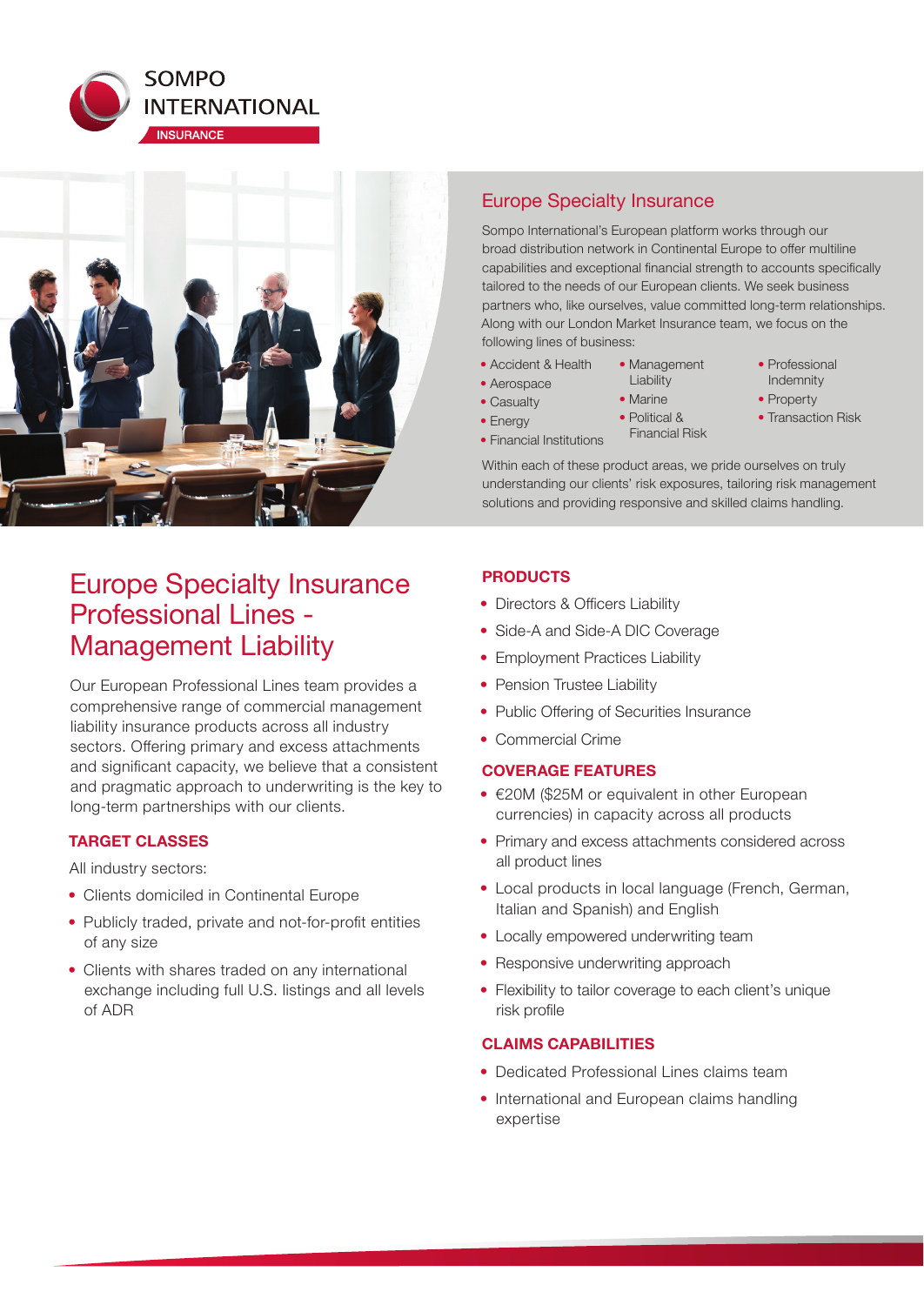SOMPO INTERNATIONAL

INSURANCE

## Europe Specialty Insurance

Sompo International's European platform works through our broad distribution network in Continental Europe to offer multiline capabilities and exceptional financial strength to accounts specifically tailored to the needs of our European clients. We seek business partners who, like ourselves, value committed long-term relationships. Along with our London Market Insurance team, we focus on the following lines of business:

- Accident & Health
- Aerospace
- Casualty
- Energy
- Financial Institutions
- Management Liability
- Marine
- Political & Financial Risk
- Professional Indemnity
- Property
- Transaction Risk

Within each of these product areas, we pride ourselves on truly understanding our clients' risk exposures, tailoring risk management solutions and providing responsive and skilled claims handling.

# Europe Specialty Insurance Professional Lines - Management Liability

Our European Professional Lines team provides a comprehensive range of commercial management liability insurance products across all industry sectors. Offering primary and excess attachments and significant capacity, we believe that a consistent and pragmatic approach to underwriting is the key to long-term partnerships with our clients.

### TARGET CLASSES

All industry sectors:

- Clients domiciled in Continental Europe
- Publicly traded, private and not-for-profit entities of any size
- Clients with shares traded on any international exchange including full U.S. listings and all levels of ADR

### PRODUCTS

- Directors & Officers Liability
- Side-A and Side-A DIC Coverage
- Employment Practices Liability
- Pension Trustee Liability
- Public Offering of Securities Insurance
- Commercial Crime

### COVERAGE FEATURES

- €20M ($25M or equivalent in other European currencies) in capacity across all products
- Primary and excess attachments considered across all product lines
- Local products in local language (French, German, Italian and Spanish) and English
- Locally empowered underwriting team
- Responsive underwriting approach
- Flexibility to tailor coverage to each client's unique risk profile

### CLAIMS CAPABILITIES

- Dedicated Professional Lines claims team
- International and European claims handling expertise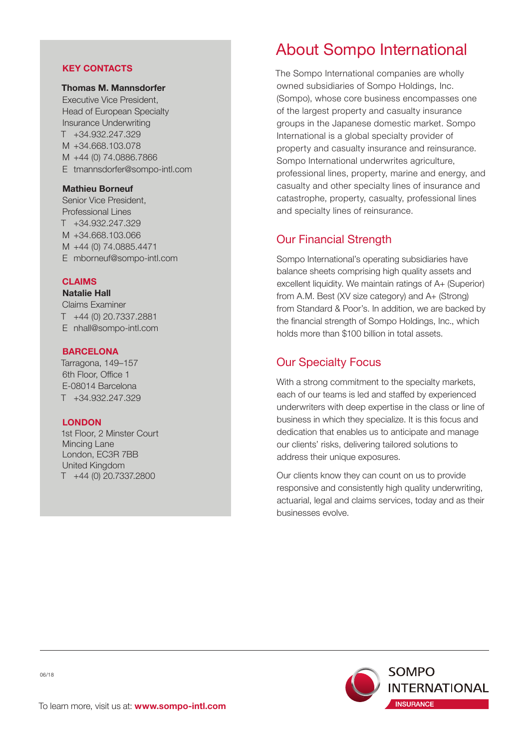## KEY CONTACTS

**Thomas M. Mannsdorfer**
Executive Vice President,
Head of European Specialty
Insurance Underwriting
T +34.932.247.329
M +34.668.103.078
M +44 (0) 74.0886.7866
E tmannsdorfer@sompo-intl.com

**Mathieu Borneuf**
Senior Vice President,
Professional Lines
T +34.932.247.329
M +34.668.103.066
M +44 (0) 74.0885.4471
E mborneuf@sompo-intl.com

## CLAIMS

**Natalie Hall**
Claims Examiner
T +44 (0) 20.7337.2881
E nhall@sompo-intl.com

## BARCELONA

Tarragona, 149–157
6th Floor, Office 1
E-08014 Barcelona
T +34.932.247.329

## LONDON

1st Floor, 2 Minster Court
Mincing Lane
London, EC3R 7BB
United Kingdom
T +44 (0) 20.7337.2800

# About Sompo International

The Sompo International companies are wholly owned subsidiaries of Sompo Holdings, Inc. (Sompo), whose core business encompasses one of the largest property and casualty insurance groups in the Japanese domestic market. Sompo International is a global specialty provider of property and casualty insurance and reinsurance. Sompo International underwrites agriculture, professional lines, property, marine and energy, and casualty and other specialty lines of insurance and catastrophe, property, casualty, professional lines and specialty lines of reinsurance.

## Our Financial Strength

Sompo International's operating subsidiaries have balance sheets comprising high quality assets and excellent liquidity. We maintain ratings of A+ (Superior) from A.M. Best (XV size category) and A+ (Strong) from Standard & Poor's. In addition, we are backed by the financial strength of Sompo Holdings, Inc., which holds more than $100 billion in total assets.

## Our Specialty Focus

With a strong commitment to the specialty markets, each of our teams is led and staffed by experienced underwriters with deep expertise in the class or line of business in which they specialize. It is this focus and dedication that enables us to anticipate and manage our clients' risks, delivering tailored solutions to address their unique exposures.

Our clients know they can count on us to provide responsive and consistently high quality underwriting, actuarial, legal and claims services, today and as their businesses evolve.

06/18

To learn more, visit us at: **www.sompo-intl.com**

SOMPO INTERNATIONAL
INSURANCE